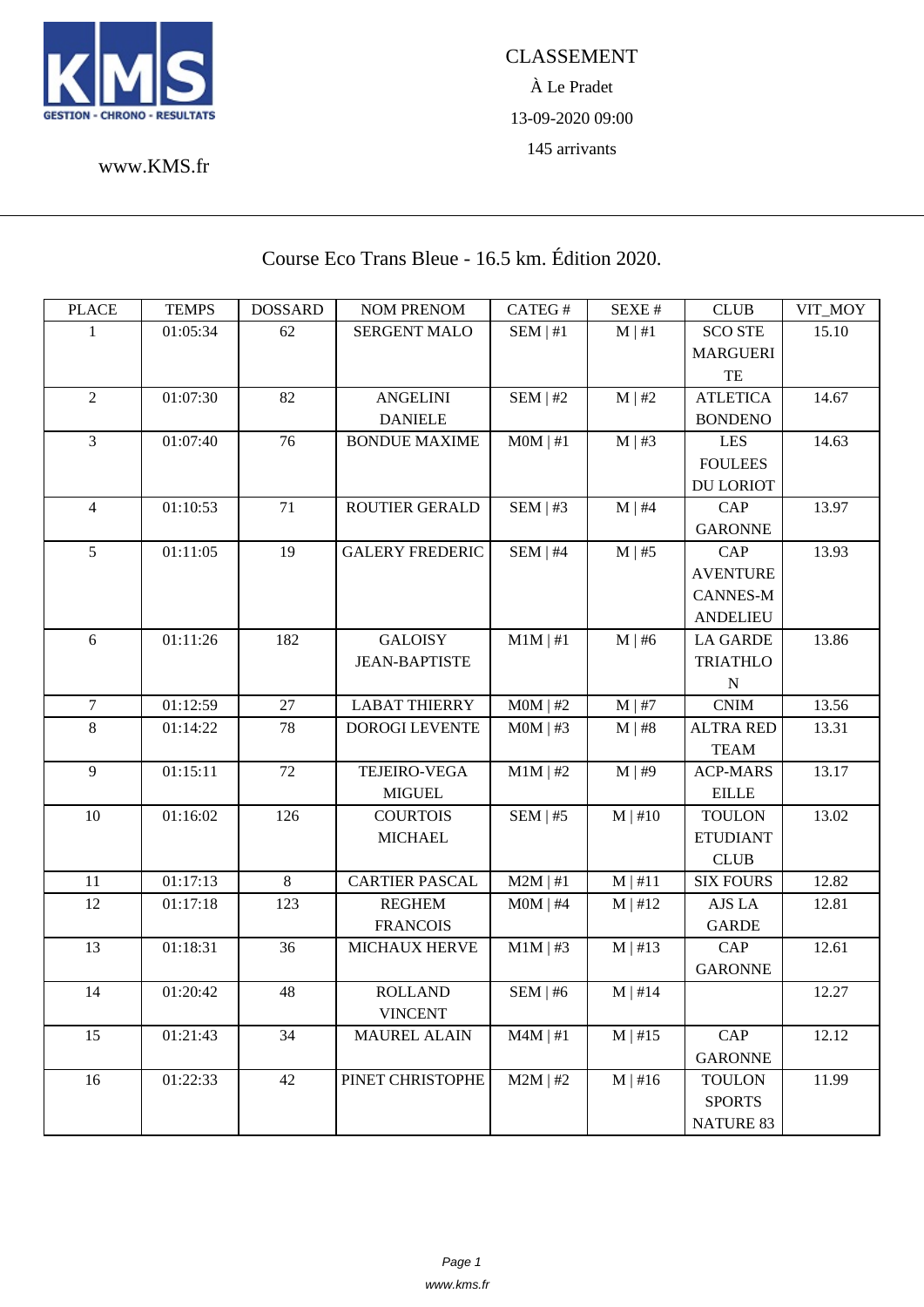KMS
GESTION - CHRONO - RESULTATS

www.KMS.fr

CLASSEMENT

À Le Pradet

13-09-2020 09:00

145 arrivants

## Course Eco Trans Bleue - 16.5 km. Édition 2020.

| PLACE | TEMPS | DOSSARD | NOM PRENOM | CATEG # | SEXE # | CLUB | VIT_MOY |
|---|---|---|---|---|---|---|---|
| 1 | 01:05:34 | 62 | SERGENT MALO | SEM \| #1 | M \| #1 | SCO STE MARGUERITE | 15.10 |
| 2 | 01:07:30 | 82 | ANGELINI DANIELE | SEM \| #2 | M \| #2 | ATLETICA BONDENO | 14.67 |
| 3 | 01:07:40 | 76 | BONDUE MAXIME | M0M \| #1 | M \| #3 | LES FOULEES DU LORIOT | 14.63 |
| 4 | 01:10:53 | 71 | ROUTIER GERALD | SEM \| #3 | M \| #4 | CAP GARONNE | 13.97 |
| 5 | 01:11:05 | 19 | GALERY FREDERIC | SEM \| #4 | M \| #5 | CAP AVENTURE CANNES-MANDELIEU | 13.93 |
| 6 | 01:11:26 | 182 | GALOISY JEAN-BAPTISTE | M1M \| #1 | M \| #6 | LA GARDE TRIATHLON | 13.86 |
| 7 | 01:12:59 | 27 | LABAT THIERRY | M0M \| #2 | M \| #7 | CNIM | 13.56 |
| 8 | 01:14:22 | 78 | DOROGI LEVENTE | M0M \| #3 | M \| #8 | ALTRA RED TEAM | 13.31 |
| 9 | 01:15:11 | 72 | TEJEIRO-VEGA MIGUEL | M1M \| #2 | M \| #9 | ACP-MARSEILLE | 13.17 |
| 10 | 01:16:02 | 126 | COURTOIS MICHAEL | SEM \| #5 | M \| #10 | TOULON ETUDIANT CLUB | 13.02 |
| 11 | 01:17:13 | 8 | CARTIER PASCAL | M2M \| #1 | M \| #11 | SIX FOURS | 12.82 |
| 12 | 01:17:18 | 123 | REGHEM FRANCOIS | M0M \| #4 | M \| #12 | AJS LA GARDE | 12.81 |
| 13 | 01:18:31 | 36 | MICHAUX HERVE | M1M \| #3 | M \| #13 | CAP GARONNE | 12.61 |
| 14 | 01:20:42 | 48 | ROLLAND VINCENT | SEM \| #6 | M \| #14 | | 12.27 |
| 15 | 01:21:43 | 34 | MAUREL ALAIN | M4M \| #1 | M \| #15 | CAP GARONNE | 12.12 |
| 16 | 01:22:33 | 42 | PINET CHRISTOPHE | M2M \| #2 | M \| #16 | TOULON SPORTS NATURE 83 | 11.99 |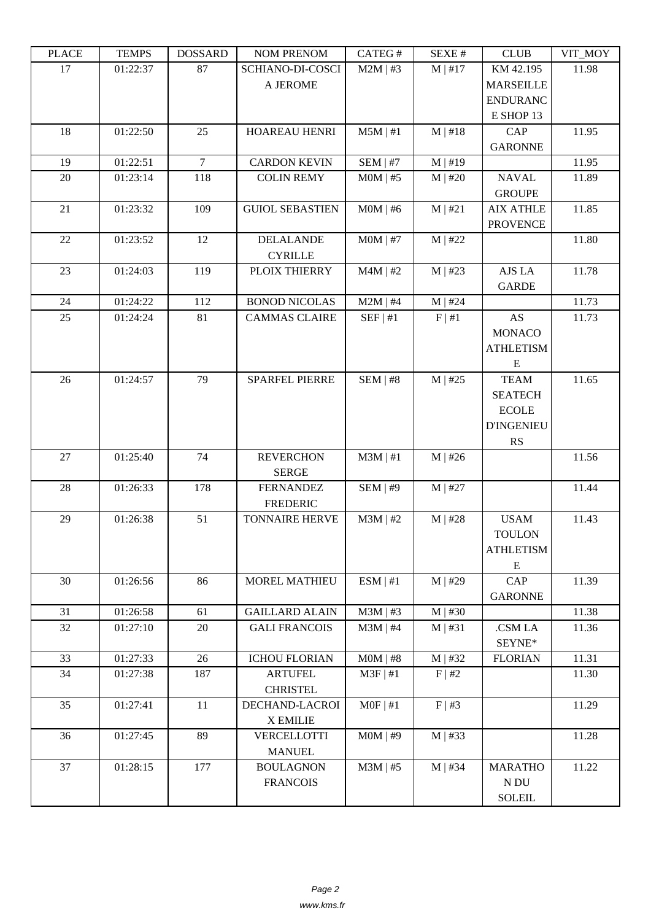| PLACE | TEMPS | DOSSARD | NOM PRENOM | CATEG # | SEXE # | CLUB | VIT_MOY |
|---|---|---|---|---|---|---|---|
| 17 | 01:22:37 | 87 | SCHIANO-DI-COSCIA JEROME | M2M \| #3 | M \| #17 | KM 42.195 MARSEILLE ENDURANCE SHOP 13 | 11.98 |
| 18 | 01:22:50 | 25 | HOAREAU HENRI | M5M \| #1 | M \| #18 | CAP GARONNE | 11.95 |
| 19 | 01:22:51 | 7 | CARDON KEVIN | SEM \| #7 | M \| #19 | | 11.95 |
| 20 | 01:23:14 | 118 | COLIN REMY | M0M \| #5 | M \| #20 | NAVAL GROUPE | 11.89 |
| 21 | 01:23:32 | 109 | GUIOL SEBASTIEN | M0M \| #6 | M \| #21 | AIX ATHLE PROVENCE | 11.85 |
| 22 | 01:23:52 | 12 | DELALANDE CYRILLE | M0M \| #7 | M \| #22 | | 11.80 |
| 23 | 01:24:03 | 119 | PLOIX THIERRY | M4M \| #2 | M \| #23 | AJS LA GARDE | 11.78 |
| 24 | 01:24:22 | 112 | BONOD NICOLAS | M2M \| #4 | M \| #24 | | 11.73 |
| 25 | 01:24:24 | 81 | CAMMAS CLAIRE | SEF \| #1 | F \| #1 | AS MONACO ATHLETISME | 11.73 |
| 26 | 01:24:57 | 79 | SPARFEL PIERRE | SEM \| #8 | M \| #25 | TEAM SEATECH ECOLE D'INGENIEURS | 11.65 |
| 27 | 01:25:40 | 74 | REVERCHON SERGE | M3M \| #1 | M \| #26 | | 11.56 |
| 28 | 01:26:33 | 178 | FERNANDEZ FREDERIC | SEM \| #9 | M \| #27 | | 11.44 |
| 29 | 01:26:38 | 51 | TONNAIRE HERVE | M3M \| #2 | M \| #28 | USAM TOULON ATHLETISME | 11.43 |
| 30 | 01:26:56 | 86 | MOREL MATHIEU | ESM \| #1 | M \| #29 | CAP GARONNE | 11.39 |
| 31 | 01:26:58 | 61 | GAILLARD ALAIN | M3M \| #3 | M \| #30 | | 11.38 |
| 32 | 01:27:10 | 20 | GALI FRANCOIS | M3M \| #4 | M \| #31 | .CSM LA SEYNE* | 11.36 |
| 33 | 01:27:33 | 26 | ICHOU FLORIAN | M0M \| #8 | M \| #32 | FLORIAN | 11.31 |
| 34 | 01:27:38 | 187 | ARTUFEL CHRISTEL | M3F \| #1 | F \| #2 | | 11.30 |
| 35 | 01:27:41 | 11 | DECHAND-LACROIX EMILIE | M0F \| #1 | F \| #3 | | 11.29 |
| 36 | 01:27:45 | 89 | VERCELLOTTI MANUEL | M0M \| #9 | M \| #33 | | 11.28 |
| 37 | 01:28:15 | 177 | BOULAGNON FRANCOIS | M3M \| #5 | M \| #34 | MARATHON DU SOLEIL | 11.22 |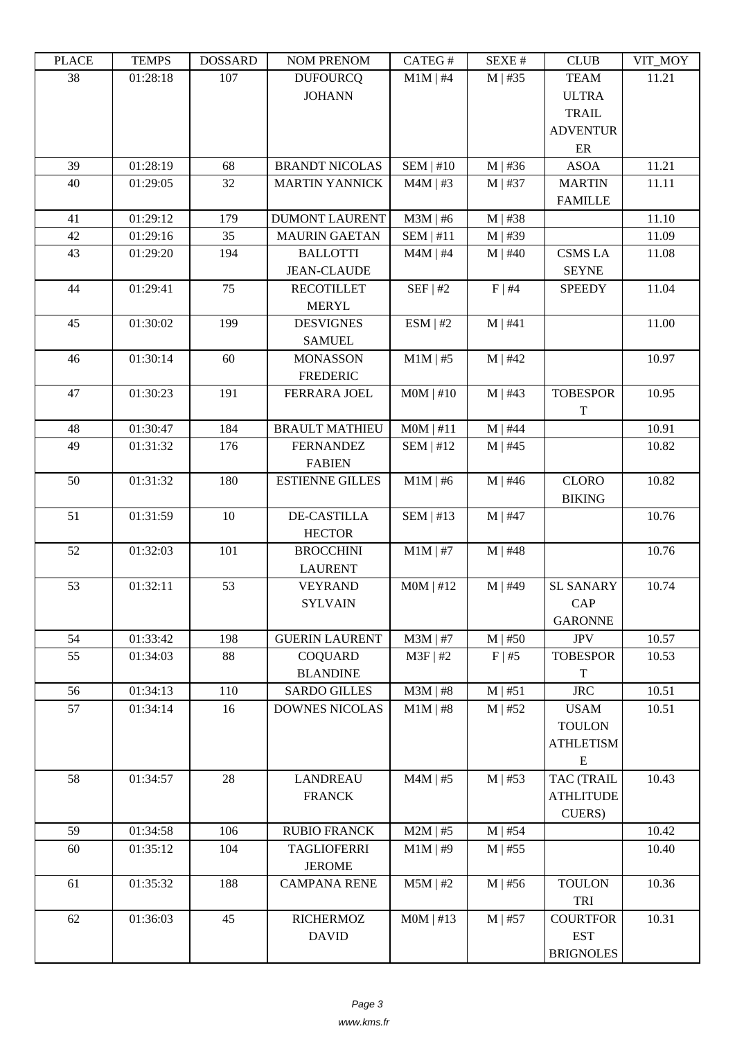| PLACE | TEMPS | DOSSARD | NOM PRENOM | CATEG # | SEXE # | CLUB | VIT_MOY |
| --- | --- | --- | --- | --- | --- | --- | --- |
| 38 | 01:28:18 | 107 | DUFOURCQ JOHANN | M1M \| #4 | M \| #35 | TEAM ULTRA TRAIL ADVENTURER | 11.21 |
| 39 | 01:28:19 | 68 | BRANDT NICOLAS | SEM \| #10 | M \| #36 | ASOA | 11.21 |
| 40 | 01:29:05 | 32 | MARTIN YANNICK | M4M \| #3 | M \| #37 | MARTIN FAMILLE | 11.11 |
| 41 | 01:29:12 | 179 | DUMONT LAURENT | M3M \| #6 | M \| #38 | | 11.10 |
| 42 | 01:29:16 | 35 | MAURIN GAETAN | SEM \| #11 | M \| #39 | | 11.09 |
| 43 | 01:29:20 | 194 | BALLOTTI JEAN-CLAUDE | M4M \| #4 | M \| #40 | CSMS LA SEYNE | 11.08 |
| 44 | 01:29:41 | 75 | RECOTILLET MERYL | SEF \| #2 | F \| #4 | SPEEDY | 11.04 |
| 45 | 01:30:02 | 199 | DESVIGNES SAMUEL | ESM \| #2 | M \| #41 | | 11.00 |
| 46 | 01:30:14 | 60 | MONASSON FREDERIC | M1M \| #5 | M \| #42 | | 10.97 |
| 47 | 01:30:23 | 191 | FERRARA JOEL | M0M \| #10 | M \| #43 | TOBESPORT | 10.95 |
| 48 | 01:30:47 | 184 | BRAULT MATHIEU | M0M \| #11 | M \| #44 | | 10.91 |
| 49 | 01:31:32 | 176 | FERNANDEZ FABIEN | SEM \| #12 | M \| #45 | | 10.82 |
| 50 | 01:31:32 | 180 | ESTIENNE GILLES | M1M \| #6 | M \| #46 | CLORO BIKING | 10.82 |
| 51 | 01:31:59 | 10 | DE-CASTILLA HECTOR | SEM \| #13 | M \| #47 | | 10.76 |
| 52 | 01:32:03 | 101 | BROCCHINI LAURENT | M1M \| #7 | M \| #48 | | 10.76 |
| 53 | 01:32:11 | 53 | VEYRAND SYLVAIN | M0M \| #12 | M \| #49 | SL SANARY CAP GARONNE | 10.74 |
| 54 | 01:33:42 | 198 | GUERIN LAURENT | M3M \| #7 | M \| #50 | JPV | 10.57 |
| 55 | 01:34:03 | 88 | COQUARD BLANDINE | M3F \| #2 | F \| #5 | TOBESPORT | 10.53 |
| 56 | 01:34:13 | 110 | SARDO GILLES | M3M \| #8 | M \| #51 | JRC | 10.51 |
| 57 | 01:34:14 | 16 | DOWNES NICOLAS | M1M \| #8 | M \| #52 | USAM TOULON ATHLETISME | 10.51 |
| 58 | 01:34:57 | 28 | LANDREAU FRANCK | M4M \| #5 | M \| #53 | TAC (TRAIL ATHLITUDE CUERS) | 10.43 |
| 59 | 01:34:58 | 106 | RUBIO FRANCK | M2M \| #5 | M \| #54 | | 10.42 |
| 60 | 01:35:12 | 104 | TAGLIOFERRI JEROME | M1M \| #9 | M \| #55 | | 10.40 |
| 61 | 01:35:32 | 188 | CAMPANA RENE | M5M \| #2 | M \| #56 | TOULON TRI | 10.36 |
| 62 | 01:36:03 | 45 | RICHERMOZ DAVID | M0M \| #13 | M \| #57 | COURTFOREST BRIGNOLES | 10.31 |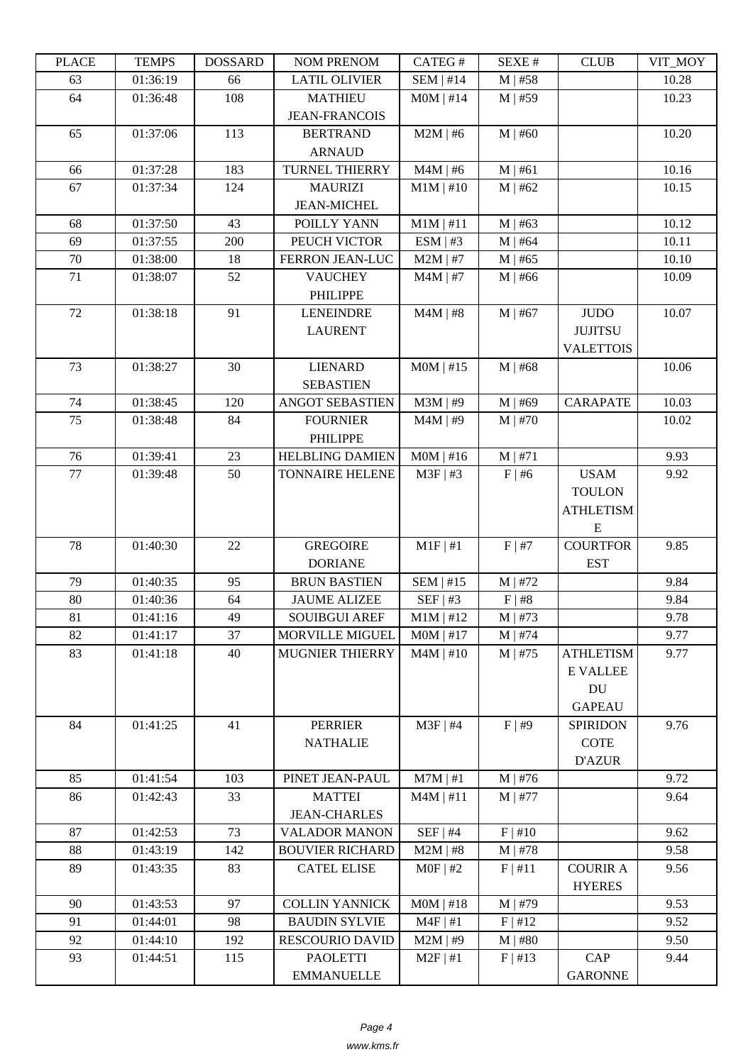| PLACE | TEMPS | DOSSARD | NOM PRENOM | CATEG # | SEXE # | CLUB | VIT_MOY |
|---|---|---|---|---|---|---|---|
| 63 | 01:36:19 | 66 | LATIL OLIVIER | SEM \| #14 | M \| #58 | | 10.28 |
| 64 | 01:36:48 | 108 | MATHIEU JEAN-FRANCOIS | M0M \| #14 | M \| #59 | | 10.23 |
| 65 | 01:37:06 | 113 | BERTRAND ARNAUD | M2M \| #6 | M \| #60 | | 10.20 |
| 66 | 01:37:28 | 183 | TURNEL THIERRY | M4M \| #6 | M \| #61 | | 10.16 |
| 67 | 01:37:34 | 124 | MAURIZI JEAN-MICHEL | M1M \| #10 | M \| #62 | | 10.15 |
| 68 | 01:37:50 | 43 | POILLY YANN | M1M \| #11 | M \| #63 | | 10.12 |
| 69 | 01:37:55 | 200 | PEUCH VICTOR | ESM \| #3 | M \| #64 | | 10.11 |
| 70 | 01:38:00 | 18 | FERRON JEAN-LUC | M2M \| #7 | M \| #65 | | 10.10 |
| 71 | 01:38:07 | 52 | VAUCHEY PHILIPPE | M4M \| #7 | M \| #66 | | 10.09 |
| 72 | 01:38:18 | 91 | LENEINDRE LAURENT | M4M \| #8 | M \| #67 | JUDO JUJITSU VALETTOIS | 10.07 |
| 73 | 01:38:27 | 30 | LIENARD SEBASTIEN | M0M \| #15 | M \| #68 | | 10.06 |
| 74 | 01:38:45 | 120 | ANGOT SEBASTIEN | M3M \| #9 | M \| #69 | CARAPATE | 10.03 |
| 75 | 01:38:48 | 84 | FOURNIER PHILIPPE | M4M \| #9 | M \| #70 | | 10.02 |
| 76 | 01:39:41 | 23 | HELBLING DAMIEN | M0M \| #16 | M \| #71 | | 9.93 |
| 77 | 01:39:48 | 50 | TONNAIRE HELENE | M3F \| #3 | F \| #6 | USAM TOULON ATHLETISME | 9.92 |
| 78 | 01:40:30 | 22 | GREGOIRE DORIANE | M1F \| #1 | F \| #7 | COURTFOREST | 9.85 |
| 79 | 01:40:35 | 95 | BRUN BASTIEN | SEM \| #15 | M \| #72 | | 9.84 |
| 80 | 01:40:36 | 64 | JAUME ALIZEE | SEF \| #3 | F \| #8 | | 9.84 |
| 81 | 01:41:16 | 49 | SOUIBGUI AREF | M1M \| #12 | M \| #73 | | 9.78 |
| 82 | 01:41:17 | 37 | MORVILLE MIGUEL | M0M \| #17 | M \| #74 | | 9.77 |
| 83 | 01:41:18 | 40 | MUGNIER THIERRY | M4M \| #10 | M \| #75 | ATHLETISME VALLEE DU GAPEAU | 9.77 |
| 84 | 01:41:25 | 41 | PERRIER NATHALIE | M3F \| #4 | F \| #9 | SPIRIDON COTE D'AZUR | 9.76 |
| 85 | 01:41:54 | 103 | PINET JEAN-PAUL | M7M \| #1 | M \| #76 | | 9.72 |
| 86 | 01:42:43 | 33 | MATTEI JEAN-CHARLES | M4M \| #11 | M \| #77 | | 9.64 |
| 87 | 01:42:53 | 73 | VALADOR MANON | SEF \| #4 | F \| #10 | | 9.62 |
| 88 | 01:43:19 | 142 | BOUVIER RICHARD | M2M \| #8 | M \| #78 | | 9.58 |
| 89 | 01:43:35 | 83 | CATEL ELISE | M0F \| #2 | F \| #11 | COURIR A HYERES | 9.56 |
| 90 | 01:43:53 | 97 | COLLIN YANNICK | M0M \| #18 | M \| #79 | | 9.53 |
| 91 | 01:44:01 | 98 | BAUDIN SYLVIE | M4F \| #1 | F \| #12 | | 9.52 |
| 92 | 01:44:10 | 192 | RESCOURIO DAVID | M2M \| #9 | M \| #80 | | 9.50 |
| 93 | 01:44:51 | 115 | PAOLETTI EMMANUELLE | M2F \| #1 | F \| #13 | CAP GARONNE | 9.44 |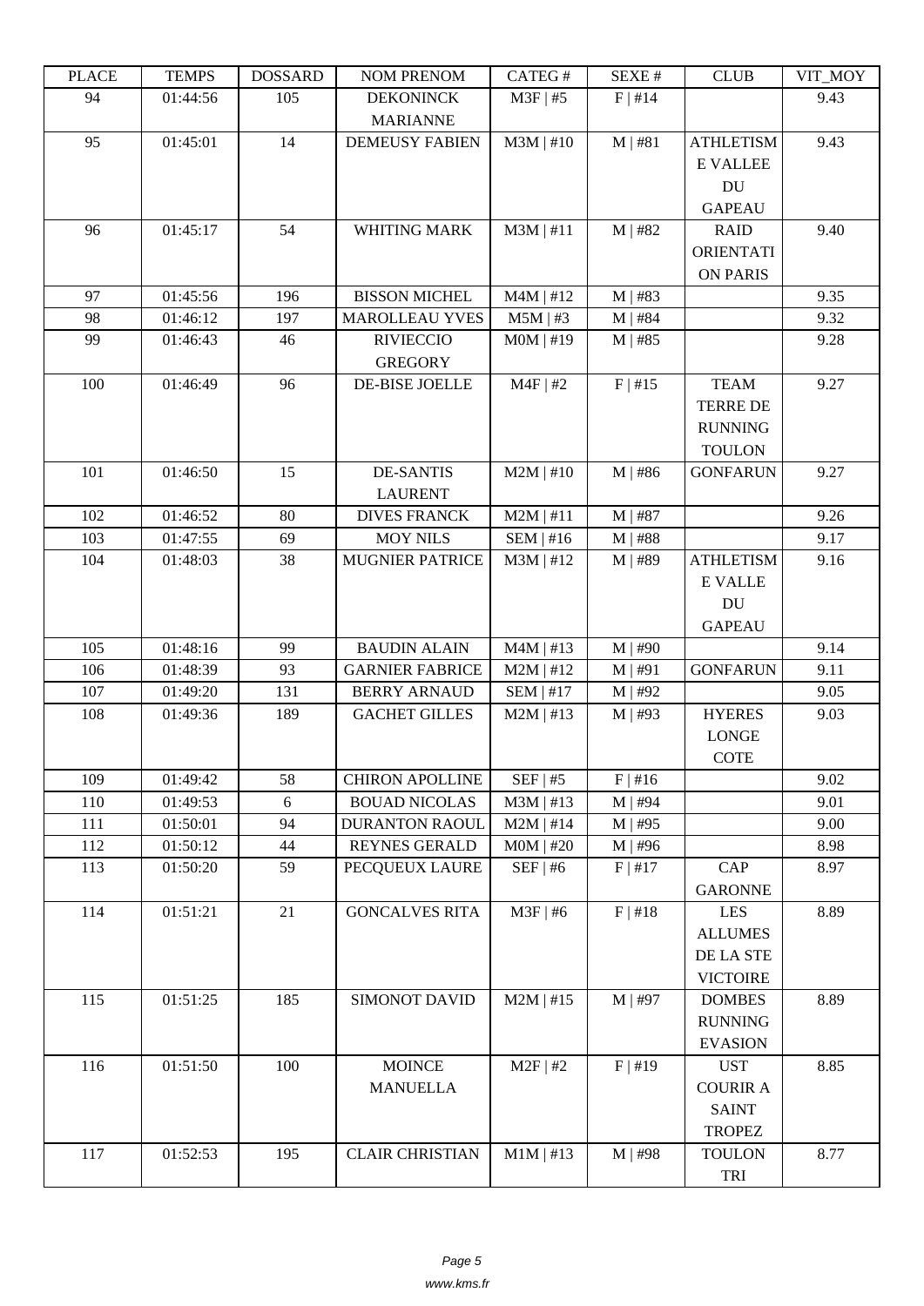| PLACE | TEMPS | DOSSARD | NOM PRENOM | CATEG # | SEXE # | CLUB | VIT_MOY |
|---|---|---|---|---|---|---|---|
| 94 | 01:44:56 | 105 | DEKONINCK MARIANNE | M3F \| #5 | F \| #14 | | 9.43 |
| 95 | 01:45:01 | 14 | DEMEUSY FABIEN | M3M \| #10 | M \| #81 | ATHLETISME VALLEE DU GAPEAU | 9.43 |
| 96 | 01:45:17 | 54 | WHITING MARK | M3M \| #11 | M \| #82 | RAID ORIENTATION PARIS | 9.40 |
| 97 | 01:45:56 | 196 | BISSON MICHEL | M4M \| #12 | M \| #83 | | 9.35 |
| 98 | 01:46:12 | 197 | MAROLLEAU YVES | M5M \| #3 | M \| #84 | | 9.32 |
| 99 | 01:46:43 | 46 | RIVIECCIO GREGORY | M0M \| #19 | M \| #85 | | 9.28 |
| 100 | 01:46:49 | 96 | DE-BISE JOELLE | M4F \| #2 | F \| #15 | TEAM TERRE DE RUNNING TOULON | 9.27 |
| 101 | 01:46:50 | 15 | DE-SANTIS LAURENT | M2M \| #10 | M \| #86 | GONFARUN | 9.27 |
| 102 | 01:46:52 | 80 | DIVES FRANCK | M2M \| #11 | M \| #87 | | 9.26 |
| 103 | 01:47:55 | 69 | MOY NILS | SEM \| #16 | M \| #88 | | 9.17 |
| 104 | 01:48:03 | 38 | MUGNIER PATRICE | M3M \| #12 | M \| #89 | ATHLETISME VALLE DU GAPEAU | 9.16 |
| 105 | 01:48:16 | 99 | BAUDIN ALAIN | M4M \| #13 | M \| #90 | | 9.14 |
| 106 | 01:48:39 | 93 | GARNIER FABRICE | M2M \| #12 | M \| #91 | GONFARUN | 9.11 |
| 107 | 01:49:20 | 131 | BERRY ARNAUD | SEM \| #17 | M \| #92 | | 9.05 |
| 108 | 01:49:36 | 189 | GACHET GILLES | M2M \| #13 | M \| #93 | HYERES LONGE COTE | 9.03 |
| 109 | 01:49:42 | 58 | CHIRON APOLLINE | SEF \| #5 | F \| #16 | | 9.02 |
| 110 | 01:49:53 | 6 | BOUAD NICOLAS | M3M \| #13 | M \| #94 | | 9.01 |
| 111 | 01:50:01 | 94 | DURANTON RAOUL | M2M \| #14 | M \| #95 | | 9.00 |
| 112 | 01:50:12 | 44 | REYNES GERALD | M0M \| #20 | M \| #96 | | 8.98 |
| 113 | 01:50:20 | 59 | PECQUEUX LAURE | SEF \| #6 | F \| #17 | CAP GARONNE | 8.97 |
| 114 | 01:51:21 | 21 | GONCALVES RITA | M3F \| #6 | F \| #18 | LES ALLUMES DE LA STE VICTOIRE | 8.89 |
| 115 | 01:51:25 | 185 | SIMONOT DAVID | M2M \| #15 | M \| #97 | DOMBES RUNNING EVASION | 8.89 |
| 116 | 01:51:50 | 100 | MOINCE MANUELLA | M2F \| #2 | F \| #19 | UST COURIR A SAINT TROPEZ | 8.85 |
| 117 | 01:52:53 | 195 | CLAIR CHRISTIAN | M1M \| #13 | M \| #98 | TOULON TRI | 8.77 |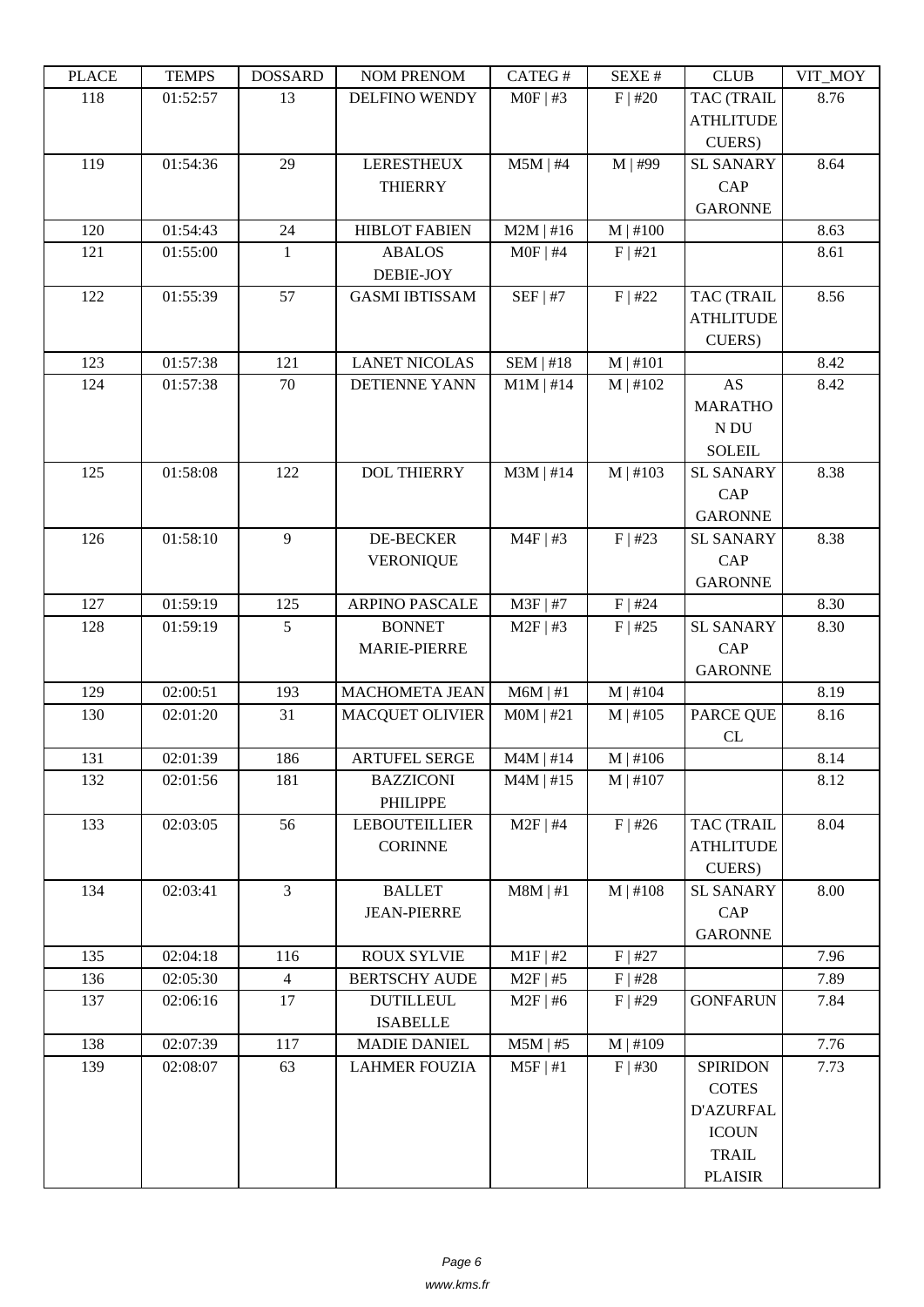| PLACE | TEMPS | DOSSARD | NOM PRENOM | CATEG # | SEXE # | CLUB | VIT_MOY |
|---|---|---|---|---|---|---|---|
| 118 | 01:52:57 | 13 | DELFINO WENDY | M0F \| #3 | F \| #20 | TAC (TRAIL ATHLITUDE CUERS) | 8.76 |
| 119 | 01:54:36 | 29 | LERESTHEUX THIERRY | M5M \| #4 | M \| #99 | SL SANARY CAP GARONNE | 8.64 |
| 120 | 01:54:43 | 24 | HIBLOT FABIEN | M2M \| #16 | M \| #100 | | 8.63 |
| 121 | 01:55:00 | 1 | ABALOS DEBIE-JOY | M0F \| #4 | F \| #21 | | 8.61 |
| 122 | 01:55:39 | 57 | GASMI IBTISSAM | SEF \| #7 | F \| #22 | TAC (TRAIL ATHLITUDE CUERS) | 8.56 |
| 123 | 01:57:38 | 121 | LANET NICOLAS | SEM \| #18 | M \| #101 | | 8.42 |
| 124 | 01:57:38 | 70 | DETIENNE YANN | M1M \| #14 | M \| #102 | AS MARATHON DU SOLEIL | 8.42 |
| 125 | 01:58:08 | 122 | DOL THIERRY | M3M \| #14 | M \| #103 | SL SANARY CAP GARONNE | 8.38 |
| 126 | 01:58:10 | 9 | DE-BECKER VERONIQUE | M4F \| #3 | F \| #23 | SL SANARY CAP GARONNE | 8.38 |
| 127 | 01:59:19 | 125 | ARPINO PASCALE | M3F \| #7 | F \| #24 | | 8.30 |
| 128 | 01:59:19 | 5 | BONNET MARIE-PIERRE | M2F \| #3 | F \| #25 | SL SANARY CAP GARONNE | 8.30 |
| 129 | 02:00:51 | 193 | MACHOMETA JEAN | M6M \| #1 | M \| #104 | | 8.19 |
| 130 | 02:01:20 | 31 | MACQUET OLIVIER | M0M \| #21 | M \| #105 | PARCE QUE CL | 8.16 |
| 131 | 02:01:39 | 186 | ARTUFEL SERGE | M4M \| #14 | M \| #106 | | 8.14 |
| 132 | 02:01:56 | 181 | BAZZICONI PHILIPPE | M4M \| #15 | M \| #107 | | 8.12 |
| 133 | 02:03:05 | 56 | LEBOUTEILLIER CORINNE | M2F \| #4 | F \| #26 | TAC (TRAIL ATHLITUDE CUERS) | 8.04 |
| 134 | 02:03:41 | 3 | BALLET JEAN-PIERRE | M8M \| #1 | M \| #108 | SL SANARY CAP GARONNE | 8.00 |
| 135 | 02:04:18 | 116 | ROUX SYLVIE | M1F \| #2 | F \| #27 | | 7.96 |
| 136 | 02:05:30 | 4 | BERTSCHY AUDE | M2F \| #5 | F \| #28 | | 7.89 |
| 137 | 02:06:16 | 17 | DUTILLEUL ISABELLE | M2F \| #6 | F \| #29 | GONFARUN | 7.84 |
| 138 | 02:07:39 | 117 | MADIE DANIEL | M5M \| #5 | M \| #109 | | 7.76 |
| 139 | 02:08:07 | 63 | LAHMER FOUZIA | M5F \| #1 | F \| #30 | SPIRIDON COTES D'AZURFALICOUN TRAIL PLAISIR | 7.73 |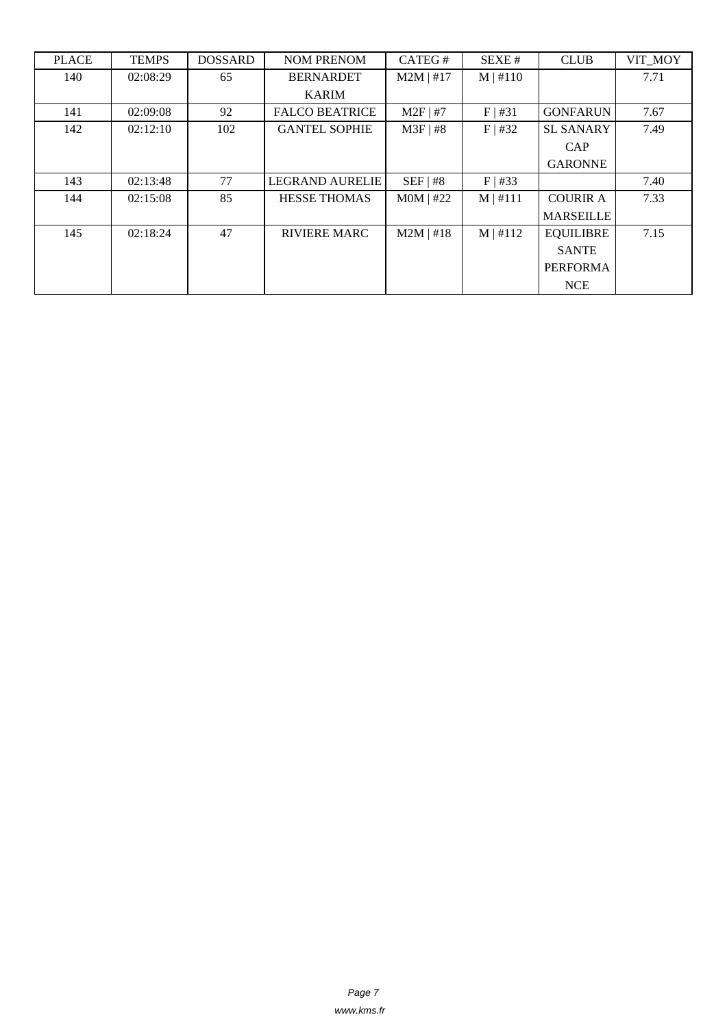| PLACE | TEMPS | DOSSARD | NOM PRENOM | CATEG # | SEXE # | CLUB | VIT_MOY |
|---|---|---|---|---|---|---|---|
| 140 | 02:08:29 | 65 | BERNARDET KARIM | M2M \| #17 | M \| #110 | | 7.71 |
| 141 | 02:09:08 | 92 | FALCO BEATRICE | M2F \| #7 | F \| #31 | GONFARUN | 7.67 |
| 142 | 02:12:10 | 102 | GANTEL SOPHIE | M3F \| #8 | F \| #32 | SL SANARY CAP GARONNE | 7.49 |
| 143 | 02:13:48 | 77 | LEGRAND AURELIE | SEF \| #8 | F \| #33 | | 7.40 |
| 144 | 02:15:08 | 85 | HESSE THOMAS | M0M \| #22 | M \| #111 | COURIR A MARSEILLE | 7.33 |
| 145 | 02:18:24 | 47 | RIVIERE MARC | M2M \| #18 | M \| #112 | EQUILIBRE SANTE PERFORMANCE | 7.15 |

www.kms.fr